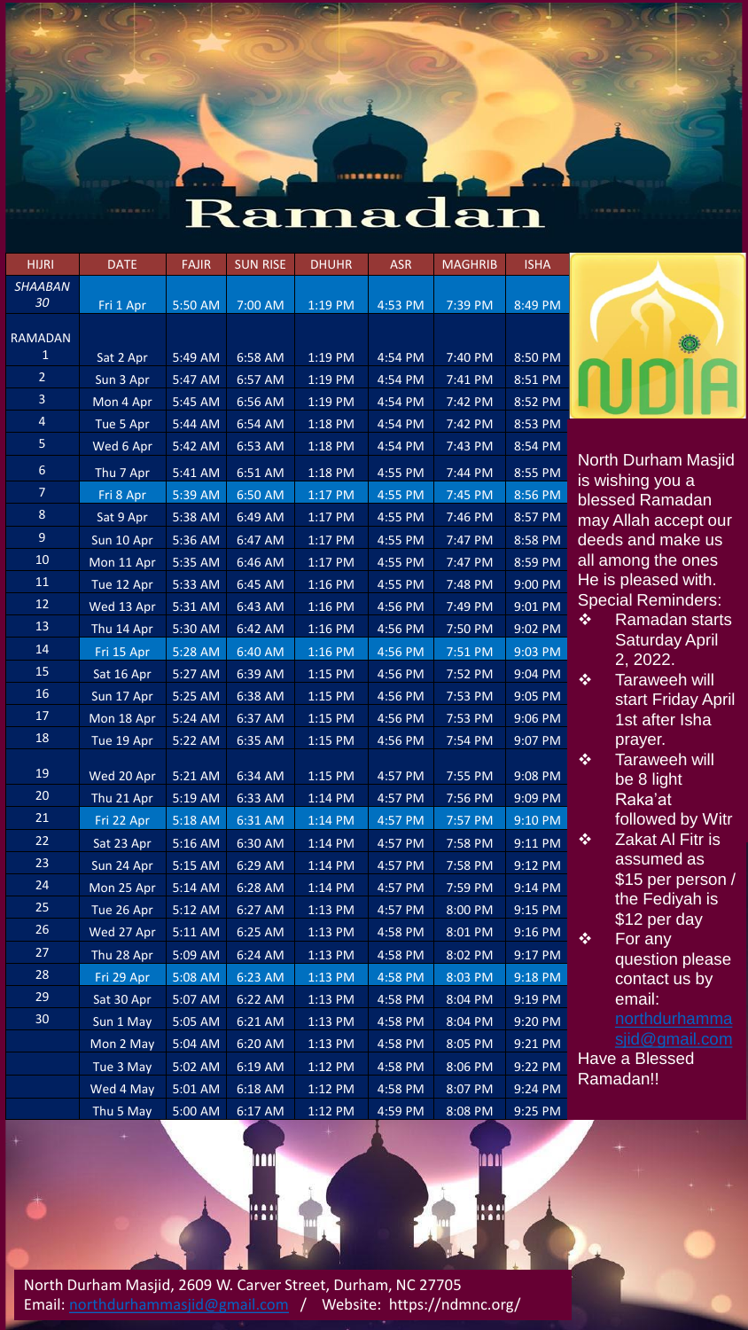# Ramadan

| HIJRI | DATE | FAJIR | SUN RISE | DHUHR | ASR | MAGHRIB | ISHA |
|---|---|---|---|---|---|---|---|
| *SHAABAN 30* | Fri 1 Apr | 5:50 AM | 7:00 AM | 1:19 PM | 4:53 PM | 7:39 PM | 8:49 PM |
| RAMADAN 1 | Sat 2 Apr | 5:49 AM | 6:58 AM | 1:19 PM | 4:54 PM | 7:40 PM | 8:50 PM |
| 2 | Sun 3 Apr | 5:47 AM | 6:57 AM | 1:19 PM | 4:54 PM | 7:41 PM | 8:51 PM |
| 3 | Mon 4 Apr | 5:45 AM | 6:56 AM | 1:19 PM | 4:54 PM | 7:42 PM | 8:52 PM |
| 4 | Tue 5 Apr | 5:44 AM | 6:54 AM | 1:18 PM | 4:54 PM | 7:42 PM | 8:53 PM |
| 5 | Wed 6 Apr | 5:42 AM | 6:53 AM | 1:18 PM | 4:54 PM | 7:43 PM | 8:54 PM |
| 6 | Thu 7 Apr | 5:41 AM | 6:51 AM | 1:18 PM | 4:55 PM | 7:44 PM | 8:55 PM |
| 7 | Fri 8 Apr | 5:39 AM | 6:50 AM | 1:17 PM | 4:55 PM | 7:45 PM | 8:56 PM |
| 8 | Sat 9 Apr | 5:38 AM | 6:49 AM | 1:17 PM | 4:55 PM | 7:46 PM | 8:57 PM |
| 9 | Sun 10 Apr | 5:36 AM | 6:47 AM | 1:17 PM | 4:55 PM | 7:47 PM | 8:58 PM |
| 10 | Mon 11 Apr | 5:35 AM | 6:46 AM | 1:17 PM | 4:55 PM | 7:47 PM | 8:59 PM |
| 11 | Tue 12 Apr | 5:33 AM | 6:45 AM | 1:16 PM | 4:55 PM | 7:48 PM | 9:00 PM |
| 12 | Wed 13 Apr | 5:31 AM | 6:43 AM | 1:16 PM | 4:56 PM | 7:49 PM | 9:01 PM |
| 13 | Thu 14 Apr | 5:30 AM | 6:42 AM | 1:16 PM | 4:56 PM | 7:50 PM | 9:02 PM |
| 14 | Fri 15 Apr | 5:28 AM | 6:40 AM | 1:16 PM | 4:56 PM | 7:51 PM | 9:03 PM |
| 15 | Sat 16 Apr | 5:27 AM | 6:39 AM | 1:15 PM | 4:56 PM | 7:52 PM | 9:04 PM |
| 16 | Sun 17 Apr | 5:25 AM | 6:38 AM | 1:15 PM | 4:56 PM | 7:53 PM | 9:05 PM |
| 17 | Mon 18 Apr | 5:24 AM | 6:37 AM | 1:15 PM | 4:56 PM | 7:53 PM | 9:06 PM |
| 18 | Tue 19 Apr | 5:22 AM | 6:35 AM | 1:15 PM | 4:56 PM | 7:54 PM | 9:07 PM |
| 19 | Wed 20 Apr | 5:21 AM | 6:34 AM | 1:15 PM | 4:57 PM | 7:55 PM | 9:08 PM |
| 20 | Thu 21 Apr | 5:19 AM | 6:33 AM | 1:14 PM | 4:57 PM | 7:56 PM | 9:09 PM |
| 21 | Fri 22 Apr | 5:18 AM | 6:31 AM | 1:14 PM | 4:57 PM | 7:57 PM | 9:10 PM |
| 22 | Sat 23 Apr | 5:16 AM | 6:30 AM | 1:14 PM | 4:57 PM | 7:58 PM | 9:11 PM |
| 23 | Sun 24 Apr | 5:15 AM | 6:29 AM | 1:14 PM | 4:57 PM | 7:58 PM | 9:12 PM |
| 24 | Mon 25 Apr | 5:14 AM | 6:28 AM | 1:14 PM | 4:57 PM | 7:59 PM | 9:14 PM |
| 25 | Tue 26 Apr | 5:12 AM | 6:27 AM | 1:13 PM | 4:57 PM | 8:00 PM | 9:15 PM |
| 26 | Wed 27 Apr | 5:11 AM | 6:25 AM | 1:13 PM | 4:58 PM | 8:01 PM | 9:16 PM |
| 27 | Thu 28 Apr | 5:09 AM | 6:24 AM | 1:13 PM | 4:58 PM | 8:02 PM | 9:17 PM |
| 28 | Fri 29 Apr | 5:08 AM | 6:23 AM | 1:13 PM | 4:58 PM | 8:03 PM | 9:18 PM |
| 29 | Sat 30 Apr | 5:07 AM | 6:22 AM | 1:13 PM | 4:58 PM | 8:04 PM | 9:19 PM |
| 30 | Sun 1 May | 5:05 AM | 6:21 AM | 1:13 PM | 4:58 PM | 8:04 PM | 9:20 PM |
| | Mon 2 May | 5:04 AM | 6:20 AM | 1:13 PM | 4:58 PM | 8:05 PM | 9:21 PM |
| | Tue 3 May | 5:02 AM | 6:19 AM | 1:12 PM | 4:58 PM | 8:06 PM | 9:22 PM |
| | Wed 4 May | 5:01 AM | 6:18 AM | 1:12 PM | 4:58 PM | 8:07 PM | 9:24 PM |
| | Thu 5 May | 5:00 AM | 6:17 AM | 1:12 PM | 4:59 PM | 8:08 PM | 9:25 PM |

NDIA

North Durham Masjid is wishing you a blessed Ramadan may Allah accept our deeds and make us all among the ones He is pleased with.

Special Reminders:

- Ramadan starts Saturday April 2, 2022.
- Taraweeh will start Friday April 1st after Isha prayer.
- Taraweeh will be 8 light Raka'at followed by Witr
- Zakat Al Fitr is assumed as $15 per person / the Fediyah is $12 per day
- For any question please contact us by email: northdurhammasjid@gmail.com

Have a Blessed Ramadan!!

North Durham Masjid, 2609 W. Carver Street, Durham, NC 27705
Email: northdurhammasjid@gmail.com / Website: https://ndmnc.org/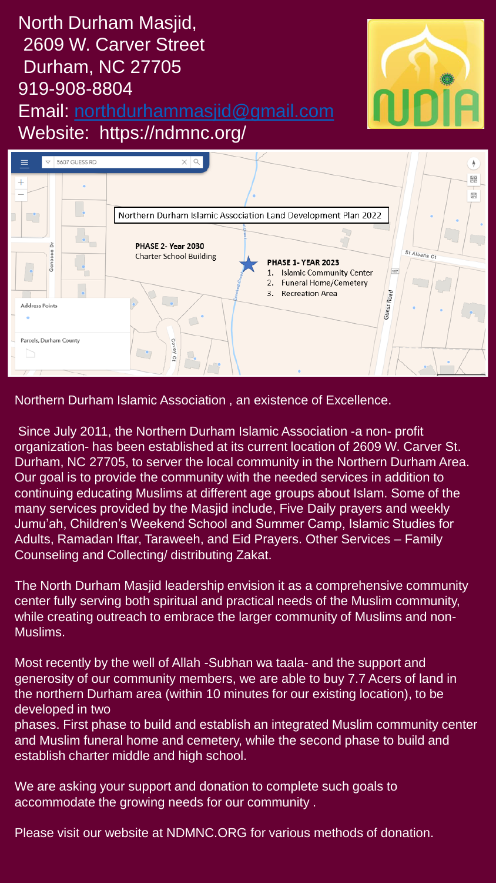North Durham Masjid,
2609 W. Carver Street
Durham, NC 27705
919-908-8804
Email: northdurhammasjid@gmail.com
Website: https://ndmnc.org/

Northern Durham Islamic Association Land Development Plan 2022

**PHASE 2- Year 2030**
Charter School Building

**PHASE 1- YEAR 2023**

1. Islamic Community Center
2. Funeral Home/Cemetery
3. Recreation Area

Northern Durham Islamic Association , an existence of Excellence.

Since July 2011, the Northern Durham Islamic Association -a non- profit organization- has been established at its current location of 2609 W. Carver St. Durham, NC 27705, to server the local community in the Northern Durham Area. Our goal is to provide the community with the needed services in addition to continuing educating Muslims at different age groups about Islam. Some of the many services provided by the Masjid include, Five Daily prayers and weekly Jumu'ah, Children's Weekend School and Summer Camp, Islamic Studies for Adults, Ramadan Iftar, Taraweeh, and Eid Prayers. Other Services – Family Counseling and Collecting/ distributing Zakat.

The North Durham Masjid leadership envision it as a comprehensive community center fully serving both spiritual and practical needs of the Muslim community, while creating outreach to embrace the larger community of Muslims and non-Muslims.

Most recently by the well of Allah -Subhan wa taala- and the support and generosity of our community members, we are able to buy 7.7 Acers of land in the northern Durham area (within 10 minutes for our existing location), to be developed in two phases. First phase to build and establish an integrated Muslim community center and Muslim funeral home and cemetery, while the second phase to build and establish charter middle and high school.

We are asking your support and donation to complete such goals to accommodate the growing needs for our community .

Please visit our website at NDMNC.ORG for various methods of donation.